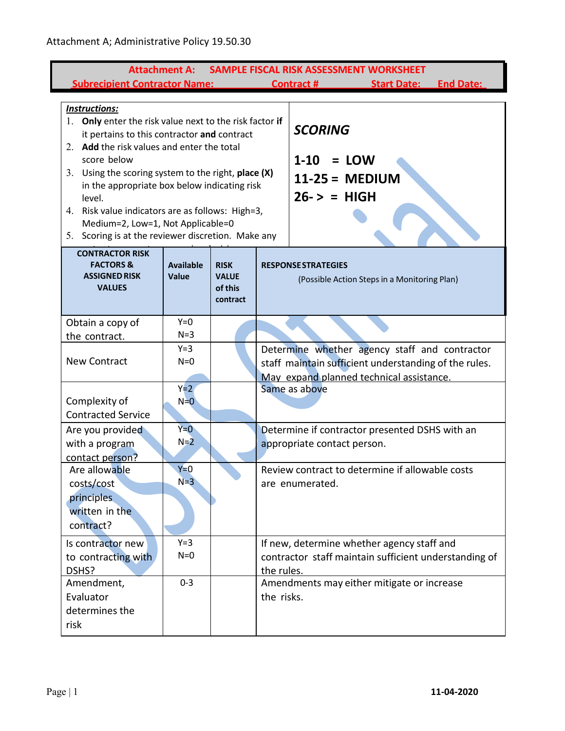Attachment A; Administrative Policy 19.50.30

## Attachment A: SAMPLE FISCAL RISK ASSESSMENT WORKSHEET

**Subrecipient Contractor Name:** **Contract #** **Start Date:** **End Date:**

***Instructions:***

1. **Only** enter the risk value next to the risk factor **if** it pertains to this contractor **and** contract
2. **Add** the risk values and enter the total score below
3. Using the scoring system to the right, **place (X)** in the appropriate box below indicating risk level.
4. Risk value indicators are as follows: High=3, Medium=2, Low=1, Not Applicable=0
5. Scoring is at the reviewer discretion. Make any

***SCORING***

**1-10 = LOW**
**11-25 = MEDIUM**
**26- > = HIGH**

| CONTRACTOR RISK FACTORS & ASSIGNED RISK VALUES | Available Value | RISK VALUE of this contract | RESPONSE STRATEGIES (Possible Action Steps in a Monitoring Plan) |
|---|---|---|---|
| Obtain a copy of the contract. | Y=0 N=3 | | |
| New Contract | Y=3 N=0 | | Determine whether agency staff and contractor staff maintain sufficient understanding of the rules. May expand planned technical assistance. |
| Complexity of Contracted Service | Y=2 N=0 | | Same as above |
| Are you provided with a program contact person? | Y=0 N=2 | | Determine if contractor presented DSHS with an appropriate contact person. |
| Are allowable costs/cost principles written in the contract? | Y=0 N=3 | | Review contract to determine if allowable costs are enumerated. |
| Is contractor new to contracting with DSHS? | Y=3 N=0 | | If new, determine whether agency staff and contractor staff maintain sufficient understanding of the rules. |
| Amendment, Evaluator determines the risk | 0-3 | | Amendments may either mitigate or increase the risks. |

11-04-2020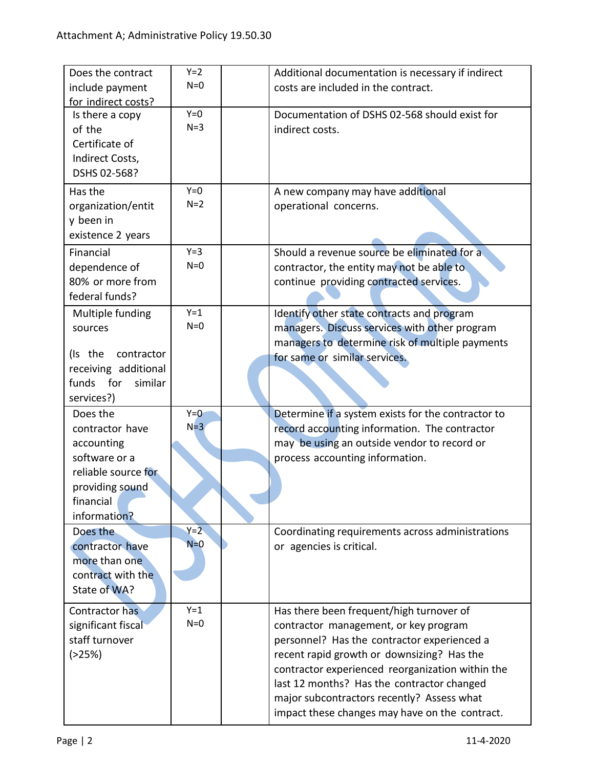| Does the contract include payment for indirect costs? | Y=2<br>N=0 | | Additional documentation is necessary if indirect costs are included in the contract. |
|---|---|---|---|
| Is there a copy of the Certificate of Indirect Costs, DSHS 02-568? | Y=0<br>N=3 | | Documentation of DSHS 02-568 should exist for indirect costs. |
| Has the organization/entity been in existence 2 years | Y=0<br>N=2 | | A new company may have additional operational concerns. |
| Financial dependence of 80% or more from federal funds? | Y=3<br>N=0 | | Should a revenue source be eliminated for a contractor, the entity may not be able to continue providing contracted services. |
| Multiple funding sources<br><br>(Is the contractor receiving additional funds for similar services?) | Y=1<br>N=0 | | Identify other state contracts and program managers. Discuss services with other program managers to determine risk of multiple payments for same or similar services. |
| Does the contractor have accounting software or a reliable source for providing sound financial information? | Y=0<br>N=3 | | Determine if a system exists for the contractor to record accounting information. The contractor may be using an outside vendor to record or process accounting information. |
| Does the contractor have more than one contract with the State of WA? | Y=2<br>N=0 | | Coordinating requirements across administrations or agencies is critical. |
| Contractor has significant fiscal staff turnover (>25%) | Y=1<br>N=0 | | Has there been frequent/high turnover of contractor management, or key program personnel? Has the contractor experienced a recent rapid growth or downsizing? Has the contractor experienced reorganization within the last 12 months? Has the contractor changed major subcontractors recently? Assess what impact these changes may have on the contract. |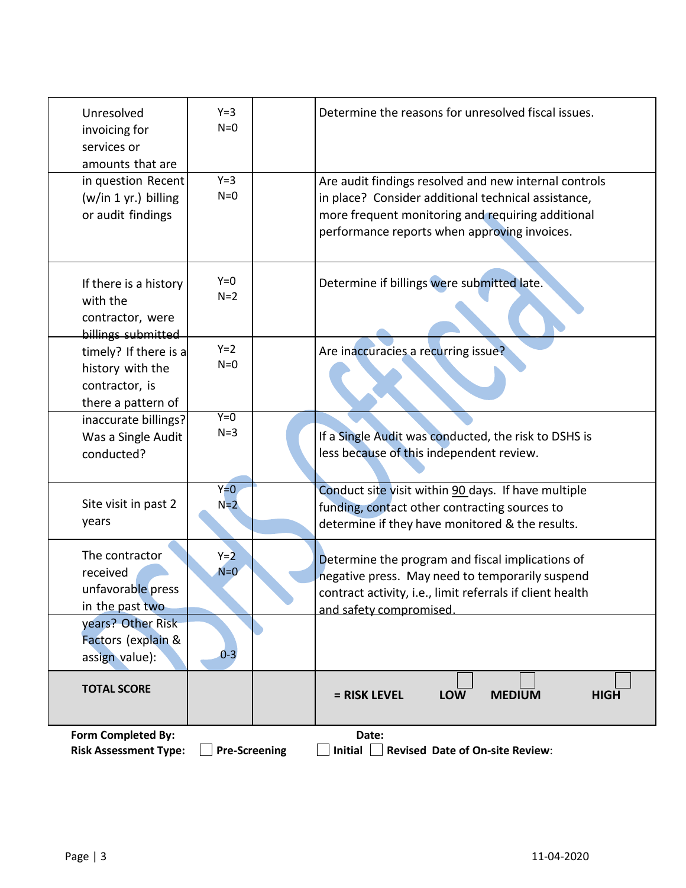| | | | |
|---|---|---|---|
| Unresolved invoicing for services or amounts that are in question | Y=3<br>N=0 | | Determine the reasons for unresolved fiscal issues. |
| Recent (w/in 1 yr.) billing or audit findings | Y=3<br>N=0 | | Are audit findings resolved and new internal controls in place? Consider additional technical assistance, more frequent monitoring and requiring additional performance reports when approving invoices. |
| If there is a history with the contractor, were billings submitted timely? | Y=0<br>N=2 | | Determine if billings were submitted late. |
| If there is a history with the contractor, is there a pattern of inaccurate billings? | Y=2<br>N=0 | | Are inaccuracies a recurring issue? |
| Was a Single Audit conducted? | Y=0<br>N=3 | | If a Single Audit was conducted, the risk to DSHS is less because of this independent review. |
| Site visit in past 2 years | Y=0<br>N=2 | | Conduct site visit within 90 days. If have multiple funding, contact other contracting sources to determine if they have monitored & the results. |
| The contractor received unfavorable press in the past two years? | Y=2<br>N=0 | | Determine the program and fiscal implications of negative press. May need to temporarily suspend contract activity, i.e., limit referrals if client health and safety compromised. |
| Other Risk Factors (explain & assign value): | 0-3 | | |
| **TOTAL SCORE** | | | **= RISK LEVEL** ☐ **LOW** ☐ **MEDIUM** ☐ **HIGH** |

**Form Completed By:** **Date:**

**Risk Assessment Type:** ☐ **Pre-Screening** ☐ **Initial** ☐ **Revised** **Date of On-site Review**: